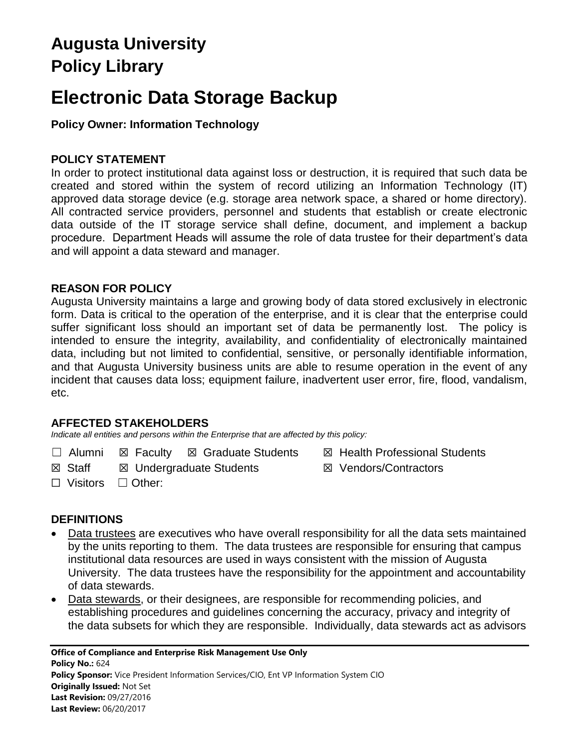# Augusta University
# Policy Library

# Electronic Data Storage Backup

**Policy Owner: Information Technology**

## POLICY STATEMENT

In order to protect institutional data against loss or destruction, it is required that such data be created and stored within the system of record utilizing an Information Technology (IT) approved data storage device (e.g. storage area network space, a shared or home directory). All contracted service providers, personnel and students that establish or create electronic data outside of the IT storage service shall define, document, and implement a backup procedure. Department Heads will assume the role of data trustee for their department's data and will appoint a data steward and manager.

## REASON FOR POLICY

Augusta University maintains a large and growing body of data stored exclusively in electronic form. Data is critical to the operation of the enterprise, and it is clear that the enterprise could suffer significant loss should an important set of data be permanently lost. The policy is intended to ensure the integrity, availability, and confidentiality of electronically maintained data, including but not limited to confidential, sensitive, or personally identifiable information, and that Augusta University business units are able to resume operation in the event of any incident that causes data loss; equipment failure, inadvertent user error, fire, flood, vandalism, etc.

## AFFECTED STAKEHOLDERS

*Indicate all entities and persons within the Enterprise that are affected by this policy:*

☐ Alumni ☒ Faculty ☒ Graduate Students ☒ Health Professional Students
☒ Staff ☒ Undergraduate Students ☒ Vendors/Contractors
☐ Visitors ☐ Other:

## DEFINITIONS

- Data trustees are executives who have overall responsibility for all the data sets maintained by the units reporting to them. The data trustees are responsible for ensuring that campus institutional data resources are used in ways consistent with the mission of Augusta University. The data trustees have the responsibility for the appointment and accountability of data stewards.
- Data stewards, or their designees, are responsible for recommending policies, and establishing procedures and guidelines concerning the accuracy, privacy and integrity of the data subsets for which they are responsible. Individually, data stewards act as advisors

**Office of Compliance and Enterprise Risk Management Use Only**
**Policy No.:** 624
**Policy Sponsor:** Vice President Information Services/CIO, Ent VP Information System CIO
**Originally Issued:** Not Set
**Last Revision:** 09/27/2016
**Last Review:** 06/20/2017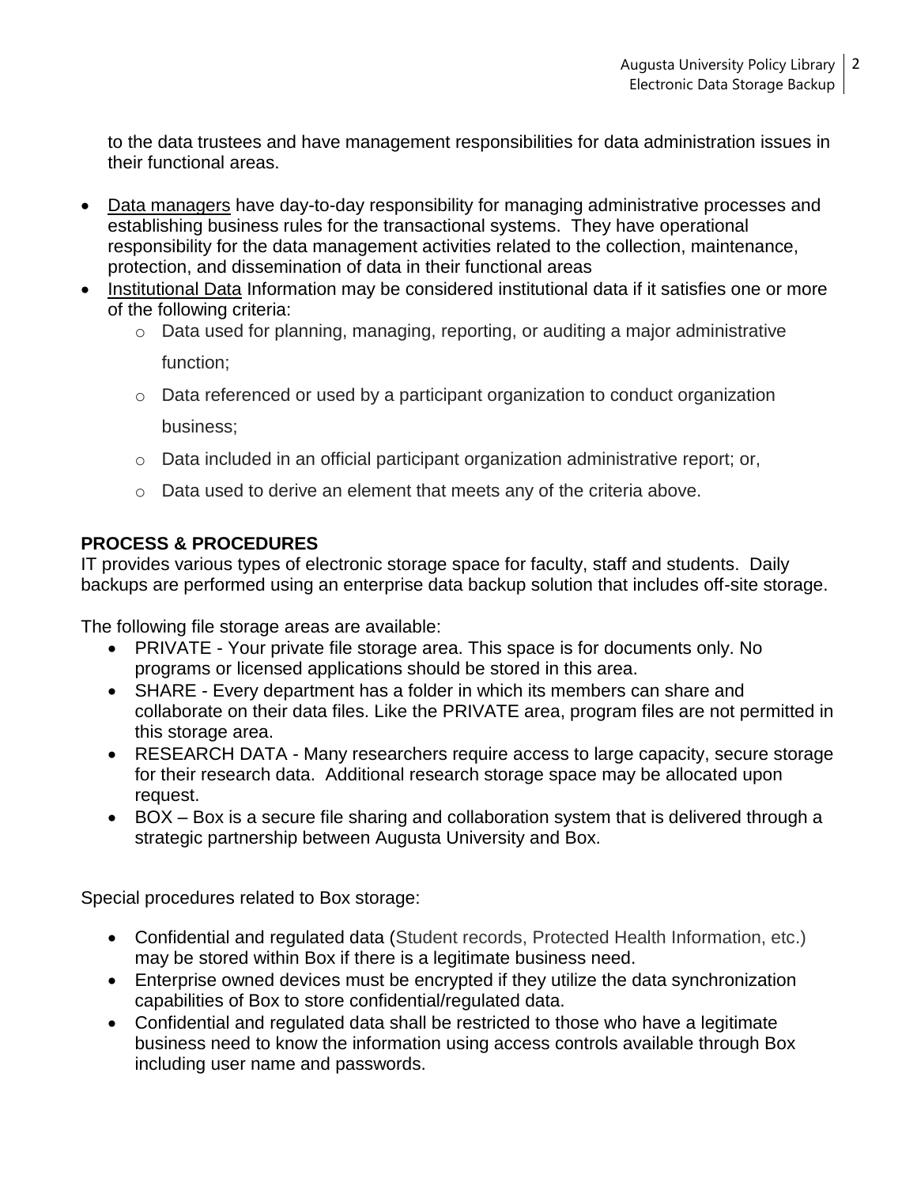to the data trustees and have management responsibilities for data administration issues in their functional areas.

- Data managers have day-to-day responsibility for managing administrative processes and establishing business rules for the transactional systems. They have operational responsibility for the data management activities related to the collection, maintenance, protection, and dissemination of data in their functional areas
- Institutional Data Information may be considered institutional data if it satisfies one or more of the following criteria:
  - Data used for planning, managing, reporting, or auditing a major administrative function;
  - Data referenced or used by a participant organization to conduct organization business;
  - Data included in an official participant organization administrative report; or,
  - Data used to derive an element that meets any of the criteria above.

**PROCESS & PROCEDURES**

IT provides various types of electronic storage space for faculty, staff and students. Daily backups are performed using an enterprise data backup solution that includes off-site storage.

The following file storage areas are available:

- PRIVATE - Your private file storage area. This space is for documents only. No programs or licensed applications should be stored in this area.
- SHARE - Every department has a folder in which its members can share and collaborate on their data files. Like the PRIVATE area, program files are not permitted in this storage area.
- RESEARCH DATA - Many researchers require access to large capacity, secure storage for their research data. Additional research storage space may be allocated upon request.
- BOX – Box is a secure file sharing and collaboration system that is delivered through a strategic partnership between Augusta University and Box.

Special procedures related to Box storage:

- Confidential and regulated data (Student records, Protected Health Information, etc.) may be stored within Box if there is a legitimate business need.
- Enterprise owned devices must be encrypted if they utilize the data synchronization capabilities of Box to store confidential/regulated data.
- Confidential and regulated data shall be restricted to those who have a legitimate business need to know the information using access controls available through Box including user name and passwords.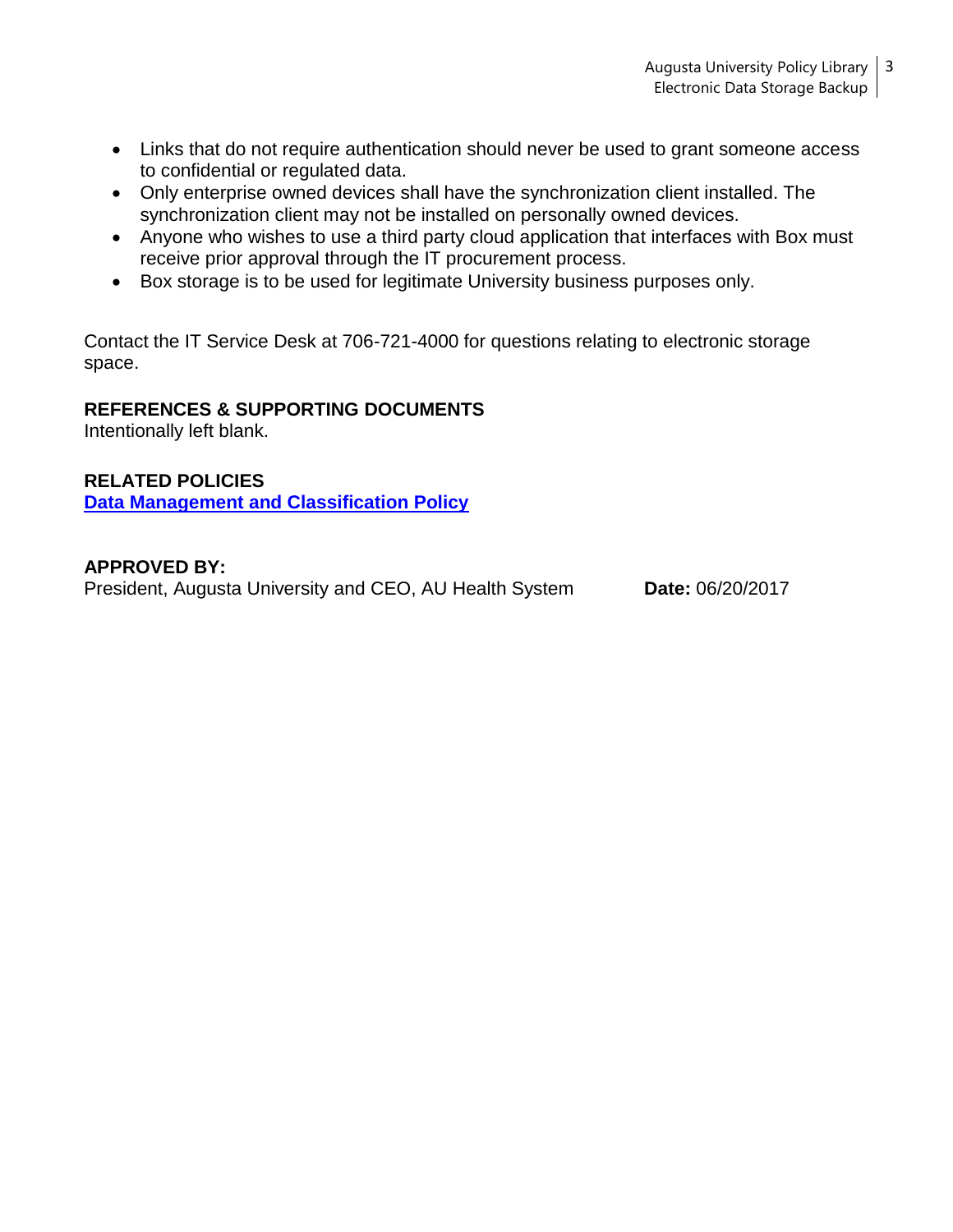- Links that do not require authentication should never be used to grant someone access to confidential or regulated data.
- Only enterprise owned devices shall have the synchronization client installed. The synchronization client may not be installed on personally owned devices.
- Anyone who wishes to use a third party cloud application that interfaces with Box must receive prior approval through the IT procurement process.
- Box storage is to be used for legitimate University business purposes only.

Contact the IT Service Desk at 706-721-4000 for questions relating to electronic storage space.

**REFERENCES & SUPPORTING DOCUMENTS**

Intentionally left blank.

**RELATED POLICIES**

**Data Management and Classification Policy**

**APPROVED BY:**

President, Augusta University and CEO, AU Health System **Date:** 06/20/2017